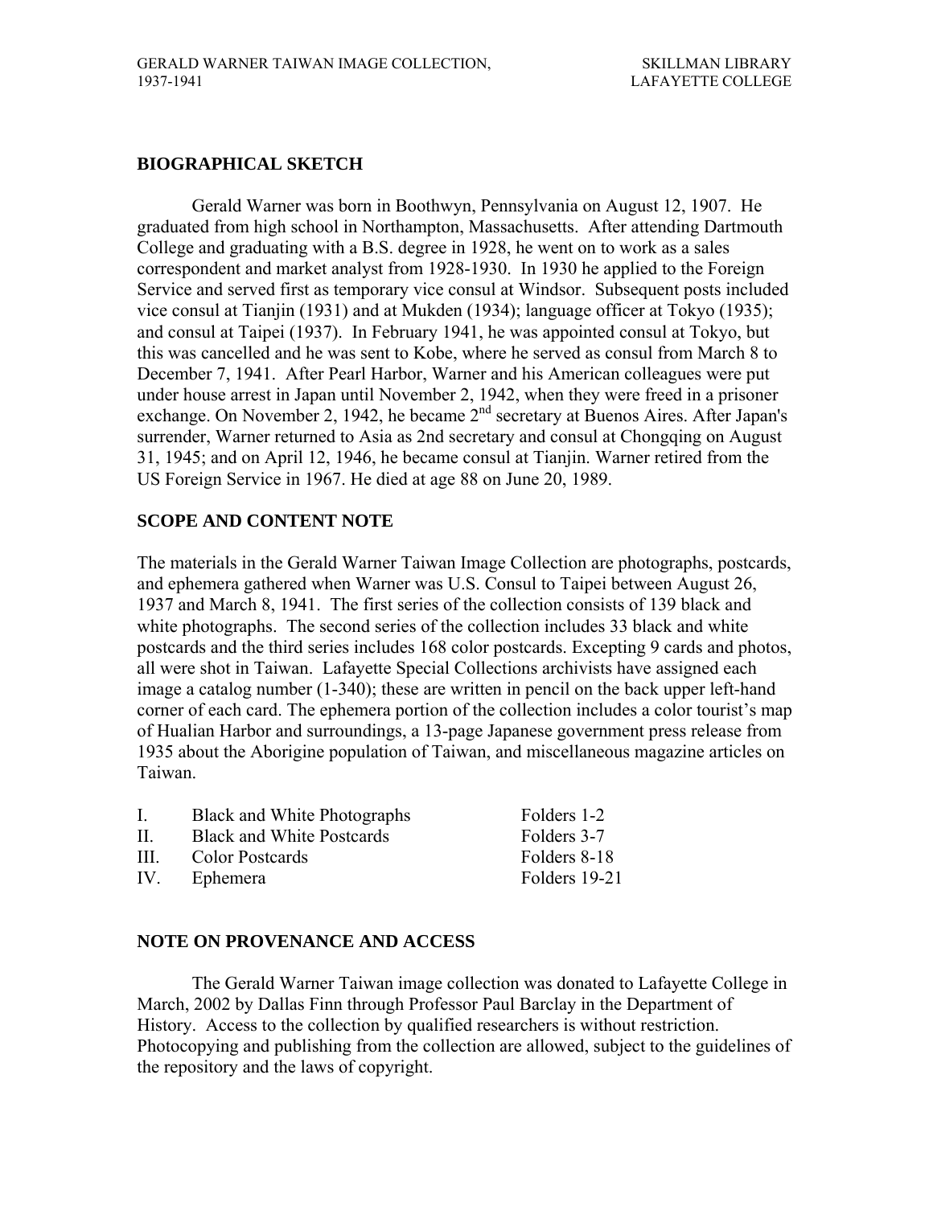## BIOGRAPHICAL SKETCH

Gerald Warner was born in Boothwyn, Pennsylvania on August 12, 1907. He graduated from high school in Northampton, Massachusetts. After attending Dartmouth College and graduating with a B.S. degree in 1928, he went on to work as a sales correspondent and market analyst from 1928-1930. In 1930 he applied to the Foreign Service and served first as temporary vice consul at Windsor. Subsequent posts included vice consul at Tianjin (1931) and at Mukden (1934); language officer at Tokyo (1935); and consul at Taipei (1937). In February 1941, he was appointed consul at Tokyo, but this was cancelled and he was sent to Kobe, where he served as consul from March 8 to December 7, 1941. After Pearl Harbor, Warner and his American colleagues were put under house arrest in Japan until November 2, 1942, when they were freed in a prisoner exchange. On November 2, 1942, he became 2nd secretary at Buenos Aires. After Japan's surrender, Warner returned to Asia as 2nd secretary and consul at Chongqing on August 31, 1945; and on April 12, 1946, he became consul at Tianjin. Warner retired from the US Foreign Service in 1967. He died at age 88 on June 20, 1989.

## SCOPE AND CONTENT NOTE

The materials in the Gerald Warner Taiwan Image Collection are photographs, postcards, and ephemera gathered when Warner was U.S. Consul to Taipei between August 26, 1937 and March 8, 1941. The first series of the collection consists of 139 black and white photographs. The second series of the collection includes 33 black and white postcards and the third series includes 168 color postcards. Excepting 9 cards and photos, all were shot in Taiwan. Lafayette Special Collections archivists have assigned each image a catalog number (1-340); these are written in pencil on the back upper left-hand corner of each card. The ephemera portion of the collection includes a color tourist's map of Hualian Harbor and surroundings, a 13-page Japanese government press release from 1935 about the Aborigine population of Taiwan, and miscellaneous magazine articles on Taiwan.

| | | |
|---|---|---|
| I. | Black and White Photographs | Folders 1-2 |
| II. | Black and White Postcards | Folders 3-7 |
| III. | Color Postcards | Folders 8-18 |
| IV. | Ephemera | Folders 19-21 |

## NOTE ON PROVENANCE AND ACCESS

The Gerald Warner Taiwan image collection was donated to Lafayette College in March, 2002 by Dallas Finn through Professor Paul Barclay in the Department of History. Access to the collection by qualified researchers is without restriction. Photocopying and publishing from the collection are allowed, subject to the guidelines of the repository and the laws of copyright.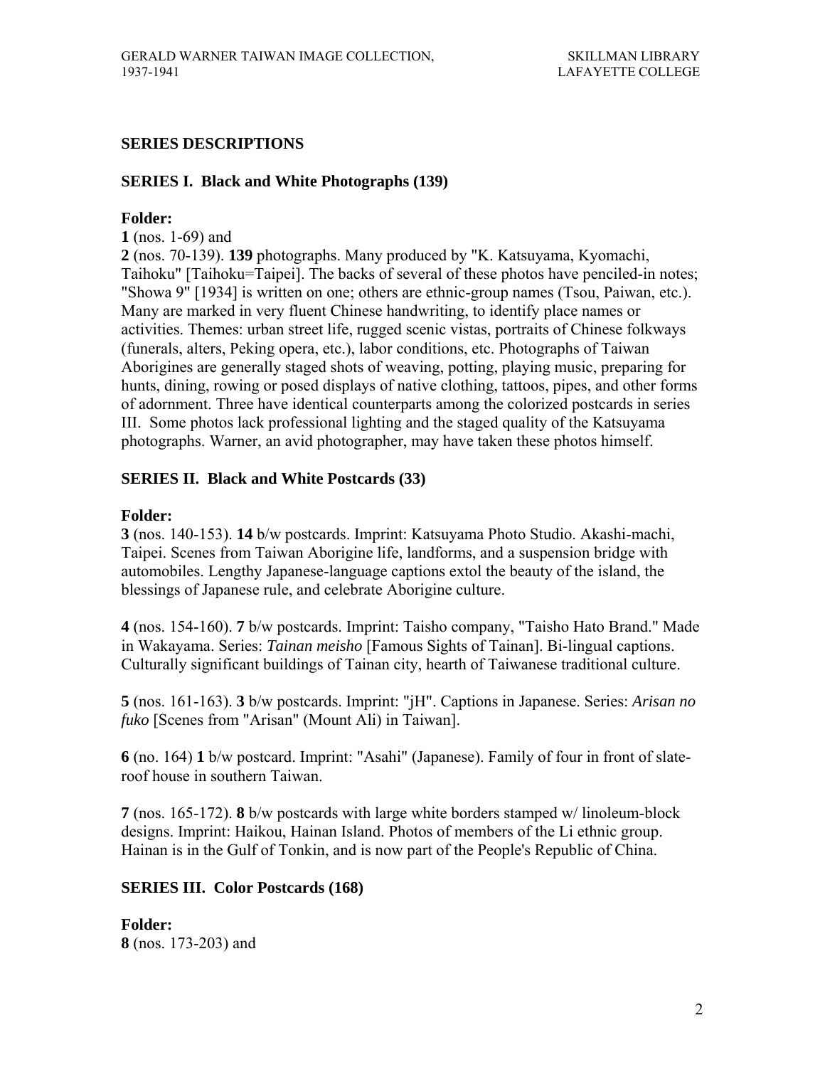## SERIES DESCRIPTIONS

### SERIES I. Black and White Photographs (139)

**Folder:**

**1** (nos. 1-69) and

**2** (nos. 70-139). **139** photographs. Many produced by "K. Katsuyama, Kyomachi, Taihoku" [Taihoku=Taipei]. The backs of several of these photos have penciled-in notes; "Showa 9" [1934] is written on one; others are ethnic-group names (Tsou, Paiwan, etc.). Many are marked in very fluent Chinese handwriting, to identify place names or activities. Themes: urban street life, rugged scenic vistas, portraits of Chinese folkways (funerals, alters, Peking opera, etc.), labor conditions, etc. Photographs of Taiwan Aborigines are generally staged shots of weaving, potting, playing music, preparing for hunts, dining, rowing or posed displays of native clothing, tattoos, pipes, and other forms of adornment. Three have identical counterparts among the colorized postcards in series III. Some photos lack professional lighting and the staged quality of the Katsuyama photographs. Warner, an avid photographer, may have taken these photos himself.

### SERIES II. Black and White Postcards (33)

**Folder:**

**3** (nos. 140-153). **14** b/w postcards. Imprint: Katsuyama Photo Studio. Akashi-machi, Taipei. Scenes from Taiwan Aborigine life, landforms, and a suspension bridge with automobiles. Lengthy Japanese-language captions extol the beauty of the island, the blessings of Japanese rule, and celebrate Aborigine culture.

**4** (nos. 154-160). **7** b/w postcards. Imprint: Taisho company, "Taisho Hato Brand." Made in Wakayama. Series: *Tainan meisho* [Famous Sights of Tainan]. Bi-lingual captions. Culturally significant buildings of Tainan city, hearth of Taiwanese traditional culture.

**5** (nos. 161-163). **3** b/w postcards. Imprint: "jH". Captions in Japanese. Series: *Arisan no fuko* [Scenes from "Arisan" (Mount Ali) in Taiwan].

**6** (no. 164) **1** b/w postcard. Imprint: "Asahi" (Japanese). Family of four in front of slate-roof house in southern Taiwan.

**7** (nos. 165-172). **8** b/w postcards with large white borders stamped w/ linoleum-block designs. Imprint: Haikou, Hainan Island. Photos of members of the Li ethnic group. Hainan is in the Gulf of Tonkin, and is now part of the People's Republic of China.

### SERIES III. Color Postcards (168)

**Folder:**

**8** (nos. 173-203) and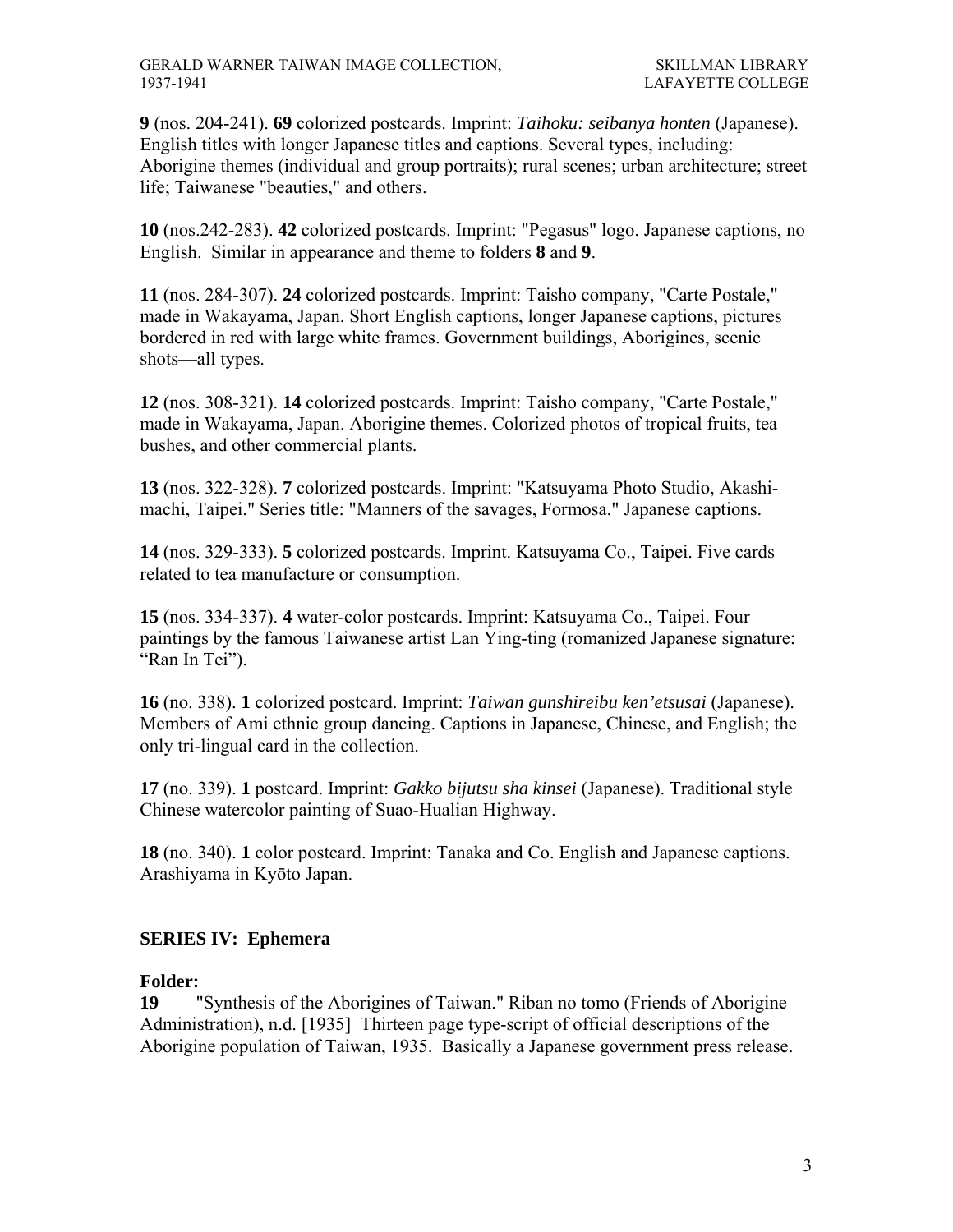**9** (nos. 204-241). **69** colorized postcards. Imprint: *Taihoku: seibanya honten* (Japanese). English titles with longer Japanese titles and captions. Several types, including: Aborigine themes (individual and group portraits); rural scenes; urban architecture; street life; Taiwanese "beauties," and others.

**10** (nos.242-283). **42** colorized postcards. Imprint: "Pegasus" logo. Japanese captions, no English. Similar in appearance and theme to folders **8** and **9**.

**11** (nos. 284-307). **24** colorized postcards. Imprint: Taisho company, "Carte Postale," made in Wakayama, Japan. Short English captions, longer Japanese captions, pictures bordered in red with large white frames. Government buildings, Aborigines, scenic shots—all types.

**12** (nos. 308-321). **14** colorized postcards. Imprint: Taisho company, "Carte Postale," made in Wakayama, Japan. Aborigine themes. Colorized photos of tropical fruits, tea bushes, and other commercial plants.

**13** (nos. 322-328). **7** colorized postcards. Imprint: "Katsuyama Photo Studio, Akashi-machi, Taipei." Series title: "Manners of the savages, Formosa." Japanese captions.

**14** (nos. 329-333). **5** colorized postcards. Imprint. Katsuyama Co., Taipei. Five cards related to tea manufacture or consumption.

**15** (nos. 334-337). **4** water-color postcards. Imprint: Katsuyama Co., Taipei. Four paintings by the famous Taiwanese artist Lan Ying-ting (romanized Japanese signature: "Ran In Tei").

**16** (no. 338). **1** colorized postcard. Imprint: *Taiwan gunshireibu ken'etsusai* (Japanese). Members of Ami ethnic group dancing. Captions in Japanese, Chinese, and English; the only tri-lingual card in the collection.

**17** (no. 339). **1** postcard. Imprint: *Gakko bijutsu sha kinsei* (Japanese). Traditional style Chinese watercolor painting of Suao-Hualian Highway.

**18** (no. 340). **1** color postcard. Imprint: Tanaka and Co. English and Japanese captions. Arashiyama in Kyōto Japan.

## SERIES IV: Ephemera

**Folder:**

**19** "Synthesis of the Aborigines of Taiwan." Riban no tomo (Friends of Aborigine Administration), n.d. [1935] Thirteen page type-script of official descriptions of the Aborigine population of Taiwan, 1935. Basically a Japanese government press release.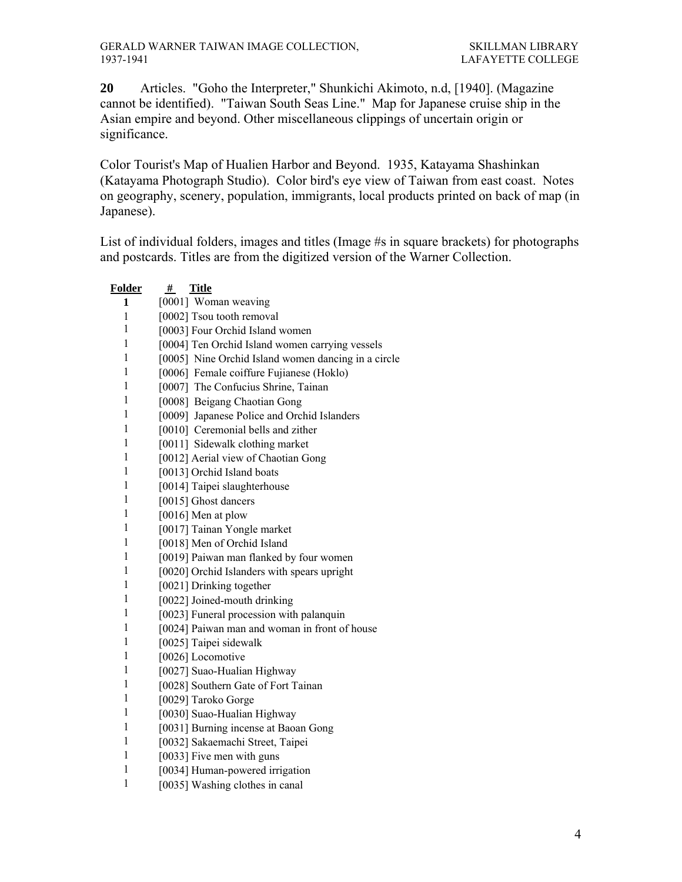**20** Articles. "Goho the Interpreter," Shunkichi Akimoto, n.d, [1940]. (Magazine cannot be identified). "Taiwan South Seas Line." Map for Japanese cruise ship in the Asian empire and beyond. Other miscellaneous clippings of uncertain origin or significance.

Color Tourist's Map of Hualien Harbor and Beyond. 1935, Katayama Shashinkan (Katayama Photograph Studio). Color bird's eye view of Taiwan from east coast. Notes on geography, scenery, population, immigrants, local products printed on back of map (in Japanese).

List of individual folders, images and titles (Image #s in square brackets) for photographs and postcards. Titles are from the digitized version of the Warner Collection.

| Folder | # Title |
|---|---|
| **1** | [0001] Woman weaving |
| 1 | [0002] Tsou tooth removal |
| 1 | [0003] Four Orchid Island women |
| 1 | [0004] Ten Orchid Island women carrying vessels |
| 1 | [0005] Nine Orchid Island women dancing in a circle |
| 1 | [0006] Female coiffure Fujianese (Hoklo) |
| 1 | [0007] The Confucius Shrine, Tainan |
| 1 | [0008] Beigang Chaotian Gong |
| 1 | [0009] Japanese Police and Orchid Islanders |
| 1 | [0010] Ceremonial bells and zither |
| 1 | [0011] Sidewalk clothing market |
| 1 | [0012] Aerial view of Chaotian Gong |
| 1 | [0013] Orchid Island boats |
| 1 | [0014] Taipei slaughterhouse |
| 1 | [0015] Ghost dancers |
| 1 | [0016] Men at plow |
| 1 | [0017] Tainan Yongle market |
| 1 | [0018] Men of Orchid Island |
| 1 | [0019] Paiwan man flanked by four women |
| 1 | [0020] Orchid Islanders with spears upright |
| 1 | [0021] Drinking together |
| 1 | [0022] Joined-mouth drinking |
| 1 | [0023] Funeral procession with palanquin |
| 1 | [0024] Paiwan man and woman in front of house |
| 1 | [0025] Taipei sidewalk |
| 1 | [0026] Locomotive |
| 1 | [0027] Suao-Hualian Highway |
| 1 | [0028] Southern Gate of Fort Tainan |
| 1 | [0029] Taroko Gorge |
| 1 | [0030] Suao-Hualian Highway |
| 1 | [0031] Burning incense at Baoan Gong |
| 1 | [0032] Sakaemachi Street, Taipei |
| 1 | [0033] Five men with guns |
| 1 | [0034] Human-powered irrigation |
| 1 | [0035] Washing clothes in canal |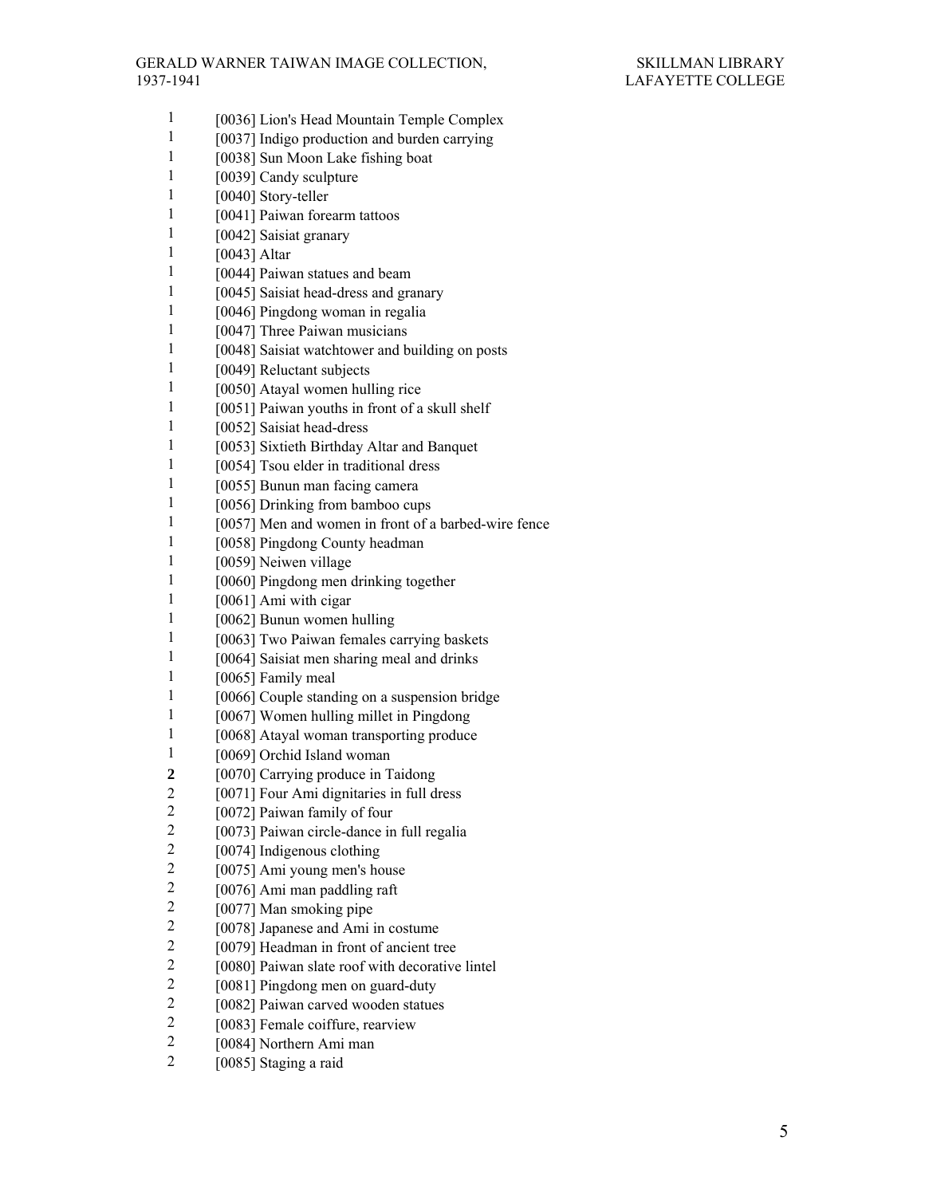| Box | Item |
|---|---|
| 1 | [0036] Lion's Head Mountain Temple Complex |
| 1 | [0037] Indigo production and burden carrying |
| 1 | [0038] Sun Moon Lake fishing boat |
| 1 | [0039] Candy sculpture |
| 1 | [0040] Story-teller |
| 1 | [0041] Paiwan forearm tattoos |
| 1 | [0042] Saisiat granary |
| 1 | [0043] Altar |
| 1 | [0044] Paiwan statues and beam |
| 1 | [0045] Saisiat head-dress and granary |
| 1 | [0046] Pingdong woman in regalia |
| 1 | [0047] Three Paiwan musicians |
| 1 | [0048] Saisiat watchtower and building on posts |
| 1 | [0049] Reluctant subjects |
| 1 | [0050] Atayal women hulling rice |
| 1 | [0051] Paiwan youths in front of a skull shelf |
| 1 | [0052] Saisiat head-dress |
| 1 | [0053] Sixtieth Birthday Altar and Banquet |
| 1 | [0054] Tsou elder in traditional dress |
| 1 | [0055] Bunun man facing camera |
| 1 | [0056] Drinking from bamboo cups |
| 1 | [0057] Men and women in front of a barbed-wire fence |
| 1 | [0058] Pingdong County headman |
| 1 | [0059] Neiwen village |
| 1 | [0060] Pingdong men drinking together |
| 1 | [0061] Ami with cigar |
| 1 | [0062] Bunun women hulling |
| 1 | [0063] Two Paiwan females carrying baskets |
| 1 | [0064] Saisiat men sharing meal and drinks |
| 1 | [0065] Family meal |
| 1 | [0066] Couple standing on a suspension bridge |
| 1 | [0067] Women hulling millet in Pingdong |
| 1 | [0068] Atayal woman transporting produce |
| 1 | [0069] Orchid Island woman |
| **2** | [0070] Carrying produce in Taidong |
| 2 | [0071] Four Ami dignitaries in full dress |
| 2 | [0072] Paiwan family of four |
| 2 | [0073] Paiwan circle-dance in full regalia |
| 2 | [0074] Indigenous clothing |
| 2 | [0075] Ami young men's house |
| 2 | [0076] Ami man paddling raft |
| 2 | [0077] Man smoking pipe |
| 2 | [0078] Japanese and Ami in costume |
| 2 | [0079] Headman in front of ancient tree |
| 2 | [0080] Paiwan slate roof with decorative lintel |
| 2 | [0081] Pingdong men on guard-duty |
| 2 | [0082] Paiwan carved wooden statues |
| 2 | [0083] Female coiffure, rearview |
| 2 | [0084] Northern Ami man |
| 2 | [0085] Staging a raid |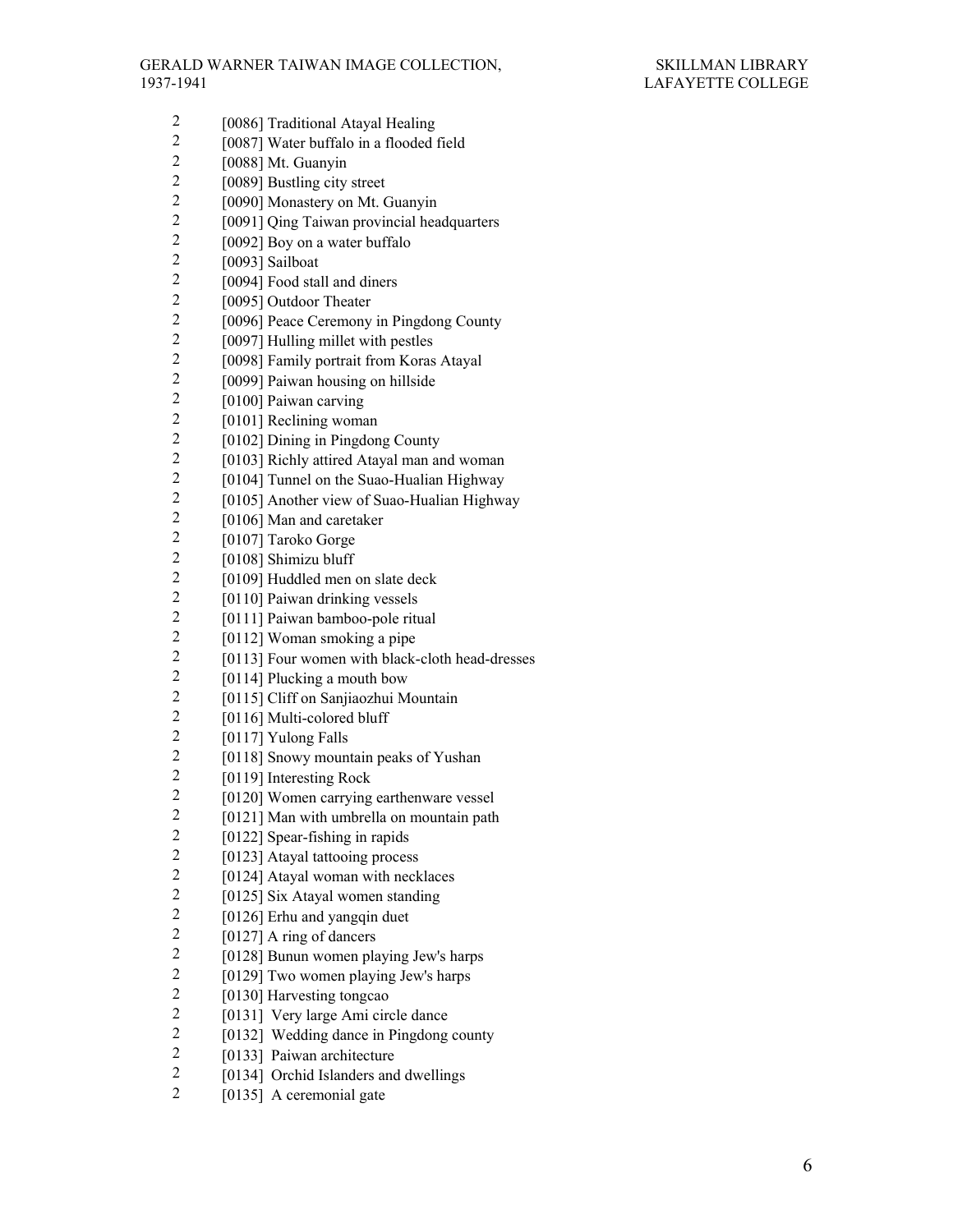2 [0086] Traditional Atayal Healing
2 [0087] Water buffalo in a flooded field
2 [0088] Mt. Guanyin
2 [0089] Bustling city street
2 [0090] Monastery on Mt. Guanyin
2 [0091] Qing Taiwan provincial headquarters
2 [0092] Boy on a water buffalo
2 [0093] Sailboat
2 [0094] Food stall and diners
2 [0095] Outdoor Theater
2 [0096] Peace Ceremony in Pingdong County
2 [0097] Hulling millet with pestles
2 [0098] Family portrait from Koras Atayal
2 [0099] Paiwan housing on hillside
2 [0100] Paiwan carving
2 [0101] Reclining woman
2 [0102] Dining in Pingdong County
2 [0103] Richly attired Atayal man and woman
2 [0104] Tunnel on the Suao-Hualian Highway
2 [0105] Another view of Suao-Hualian Highway
2 [0106] Man and caretaker
2 [0107] Taroko Gorge
2 [0108] Shimizu bluff
2 [0109] Huddled men on slate deck
2 [0110] Paiwan drinking vessels
2 [0111] Paiwan bamboo-pole ritual
2 [0112] Woman smoking a pipe
2 [0113] Four women with black-cloth head-dresses
2 [0114] Plucking a mouth bow
2 [0115] Cliff on Sanjiaozhui Mountain
2 [0116] Multi-colored bluff
2 [0117] Yulong Falls
2 [0118] Snowy mountain peaks of Yushan
2 [0119] Interesting Rock
2 [0120] Women carrying earthenware vessel
2 [0121] Man with umbrella on mountain path
2 [0122] Spear-fishing in rapids
2 [0123] Atayal tattooing process
2 [0124] Atayal woman with necklaces
2 [0125] Six Atayal women standing
2 [0126] Erhu and yangqin duet
2 [0127] A ring of dancers
2 [0128] Bunun women playing Jew's harps
2 [0129] Two women playing Jew's harps
2 [0130] Harvesting tongcao
2 [0131] Very large Ami circle dance
2 [0132] Wedding dance in Pingdong county
2 [0133] Paiwan architecture
2 [0134] Orchid Islanders and dwellings
2 [0135] A ceremonial gate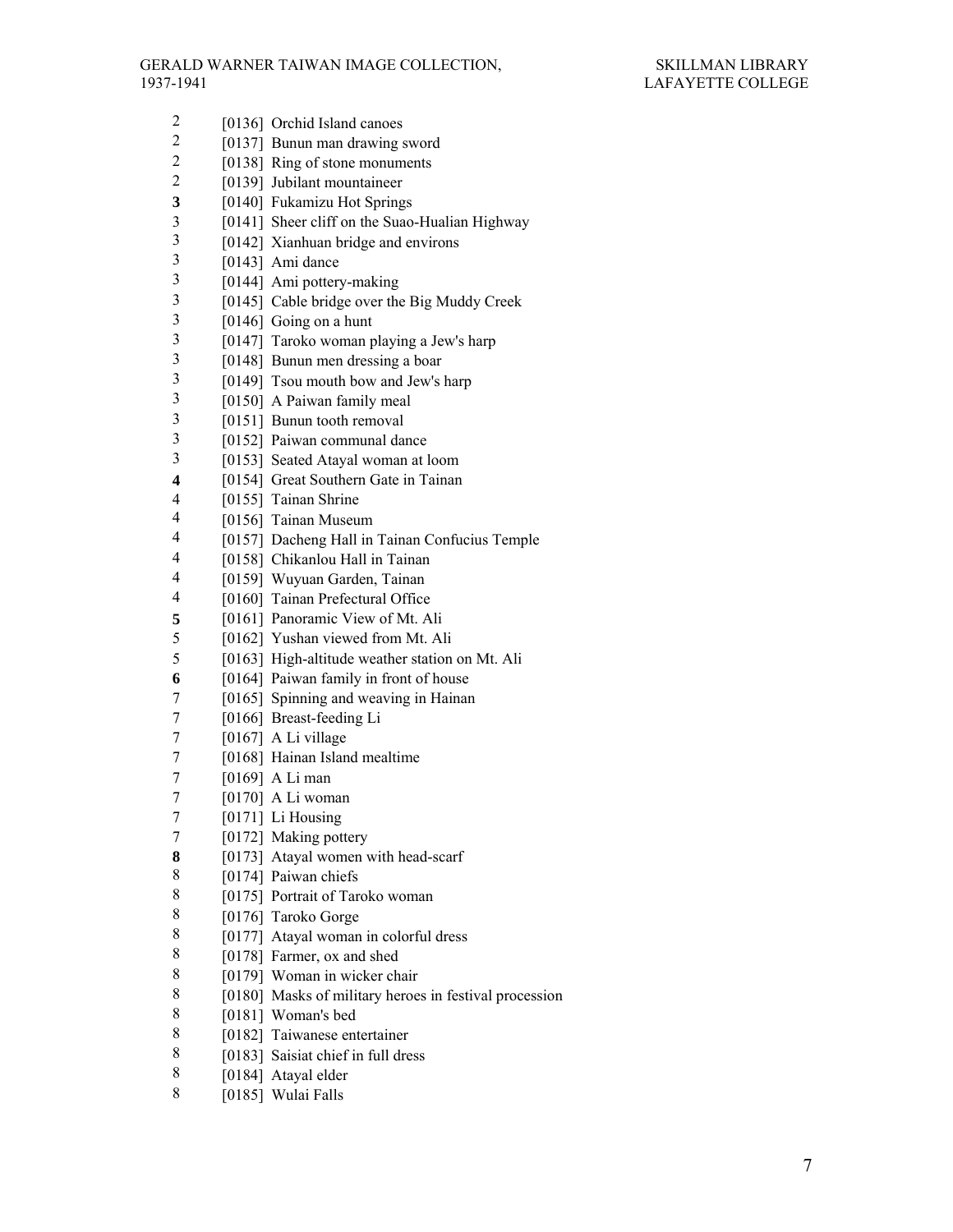2 [0136] Orchid Island canoes
2 [0137] Bunun man drawing sword
2 [0138] Ring of stone monuments
2 [0139] Jubilant mountaineer
**3** [0140] Fukamizu Hot Springs
3 [0141] Sheer cliff on the Suao-Hualian Highway
3 [0142] Xianhuan bridge and environs
3 [0143] Ami dance
3 [0144] Ami pottery-making
3 [0145] Cable bridge over the Big Muddy Creek
3 [0146] Going on a hunt
3 [0147] Taroko woman playing a Jew's harp
3 [0148] Bunun men dressing a boar
3 [0149] Tsou mouth bow and Jew's harp
3 [0150] A Paiwan family meal
3 [0151] Bunun tooth removal
3 [0152] Paiwan communal dance
3 [0153] Seated Atayal woman at loom
**4** [0154] Great Southern Gate in Tainan
4 [0155] Tainan Shrine
4 [0156] Tainan Museum
4 [0157] Dacheng Hall in Tainan Confucius Temple
4 [0158] Chikanlou Hall in Tainan
4 [0159] Wuyuan Garden, Tainan
4 [0160] Tainan Prefectural Office
**5** [0161] Panoramic View of Mt. Ali
5 [0162] Yushan viewed from Mt. Ali
5 [0163] High-altitude weather station on Mt. Ali
**6** [0164] Paiwan family in front of house
7 [0165] Spinning and weaving in Hainan
7 [0166] Breast-feeding Li
7 [0167] A Li village
7 [0168] Hainan Island mealtime
7 [0169] A Li man
7 [0170] A Li woman
7 [0171] Li Housing
7 [0172] Making pottery
**8** [0173] Atayal women with head-scarf
8 [0174] Paiwan chiefs
8 [0175] Portrait of Taroko woman
8 [0176] Taroko Gorge
8 [0177] Atayal woman in colorful dress
8 [0178] Farmer, ox and shed
8 [0179] Woman in wicker chair
8 [0180] Masks of military heroes in festival procession
8 [0181] Woman's bed
8 [0182] Taiwanese entertainer
8 [0183] Saisiat chief in full dress
8 [0184] Atayal elder
8 [0185] Wulai Falls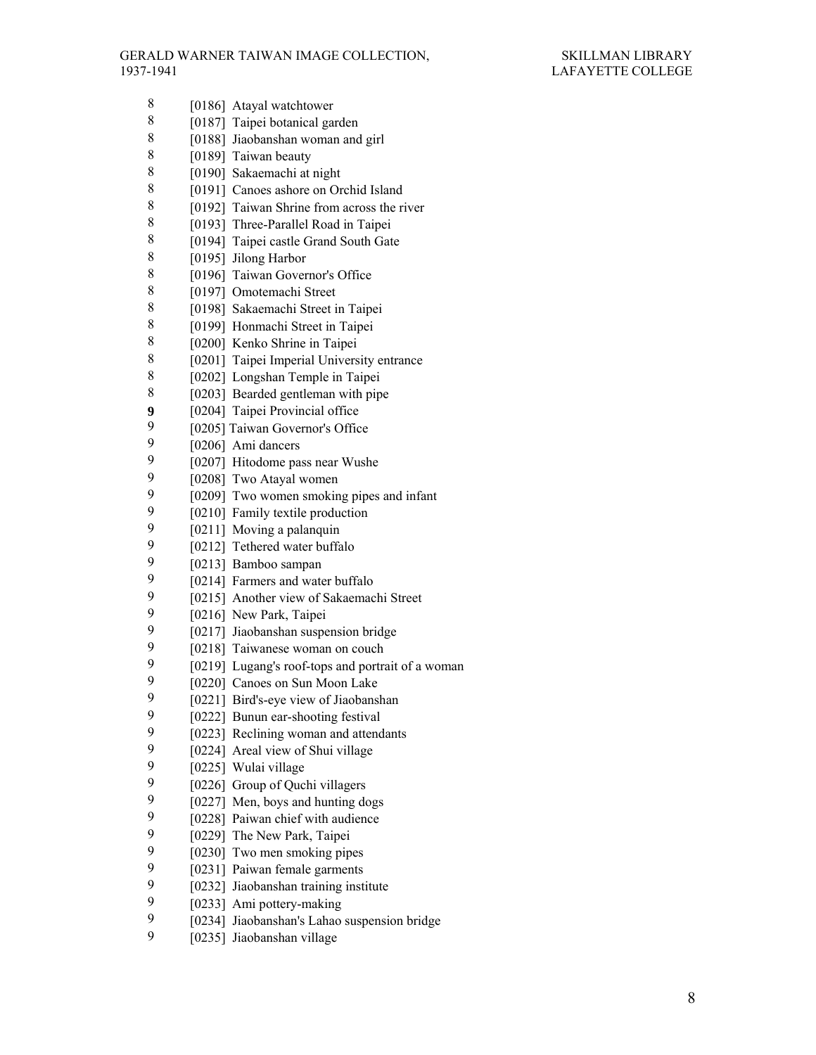8 [0186] Atayal watchtower
8 [0187] Taipei botanical garden
8 [0188] Jiaobanshan woman and girl
8 [0189] Taiwan beauty
8 [0190] Sakaemachi at night
8 [0191] Canoes ashore on Orchid Island
8 [0192] Taiwan Shrine from across the river
8 [0193] Three-Parallel Road in Taipei
8 [0194] Taipei castle Grand South Gate
8 [0195] Jilong Harbor
8 [0196] Taiwan Governor's Office
8 [0197] Omotemachi Street
8 [0198] Sakaemachi Street in Taipei
8 [0199] Honmachi Street in Taipei
8 [0200] Kenko Shrine in Taipei
8 [0201] Taipei Imperial University entrance
8 [0202] Longshan Temple in Taipei
8 [0203] Bearded gentleman with pipe
**9** [0204] Taipei Provincial office
9 [0205] Taiwan Governor's Office
9 [0206] Ami dancers
9 [0207] Hitodome pass near Wushe
9 [0208] Two Atayal women
9 [0209] Two women smoking pipes and infant
9 [0210] Family textile production
9 [0211] Moving a palanquin
9 [0212] Tethered water buffalo
9 [0213] Bamboo sampan
9 [0214] Farmers and water buffalo
9 [0215] Another view of Sakaemachi Street
9 [0216] New Park, Taipei
9 [0217] Jiaobanshan suspension bridge
9 [0218] Taiwanese woman on couch
9 [0219] Lugang's roof-tops and portrait of a woman
9 [0220] Canoes on Sun Moon Lake
9 [0221] Bird's-eye view of Jiaobanshan
9 [0222] Bunun ear-shooting festival
9 [0223] Reclining woman and attendants
9 [0224] Areal view of Shui village
9 [0225] Wulai village
9 [0226] Group of Quchi villagers
9 [0227] Men, boys and hunting dogs
9 [0228] Paiwan chief with audience
9 [0229] The New Park, Taipei
9 [0230] Two men smoking pipes
9 [0231] Paiwan female garments
9 [0232] Jiaobanshan training institute
9 [0233] Ami pottery-making
9 [0234] Jiaobanshan's Lahao suspension bridge
9 [0235] Jiaobanshan village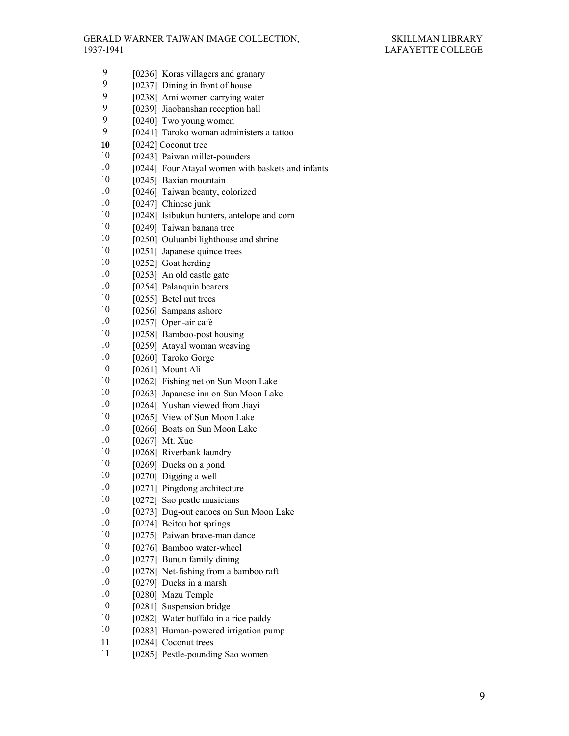9 [0236] Koras villagers and granary
9 [0237] Dining in front of house
9 [0238] Ami women carrying water
9 [0239] Jiaobanshan reception hall
9 [0240] Two young women
9 [0241] Taroko woman administers a tattoo
**10** [0242] Coconut tree
10 [0243] Paiwan millet-pounders
10 [0244] Four Atayal women with baskets and infants
10 [0245] Baxian mountain
10 [0246] Taiwan beauty, colorized
10 [0247] Chinese junk
10 [0248] Isibukun hunters, antelope and corn
10 [0249] Taiwan banana tree
10 [0250] Ouluanbi lighthouse and shrine
10 [0251] Japanese quince trees
10 [0252] Goat herding
10 [0253] An old castle gate
10 [0254] Palanquin bearers
10 [0255] Betel nut trees
10 [0256] Sampans ashore
10 [0257] Open-air café
10 [0258] Bamboo-post housing
10 [0259] Atayal woman weaving
10 [0260] Taroko Gorge
10 [0261] Mount Ali
10 [0262] Fishing net on Sun Moon Lake
10 [0263] Japanese inn on Sun Moon Lake
10 [0264] Yushan viewed from Jiayi
10 [0265] View of Sun Moon Lake
10 [0266] Boats on Sun Moon Lake
10 [0267] Mt. Xue
10 [0268] Riverbank laundry
10 [0269] Ducks on a pond
10 [0270] Digging a well
10 [0271] Pingdong architecture
10 [0272] Sao pestle musicians
10 [0273] Dug-out canoes on Sun Moon Lake
10 [0274] Beitou hot springs
10 [0275] Paiwan brave-man dance
10 [0276] Bamboo water-wheel
10 [0277] Bunun family dining
10 [0278] Net-fishing from a bamboo raft
10 [0279] Ducks in a marsh
10 [0280] Mazu Temple
10 [0281] Suspension bridge
10 [0282] Water buffalo in a rice paddy
10 [0283] Human-powered irrigation pump
**11** [0284] Coconut trees
11 [0285] Pestle-pounding Sao women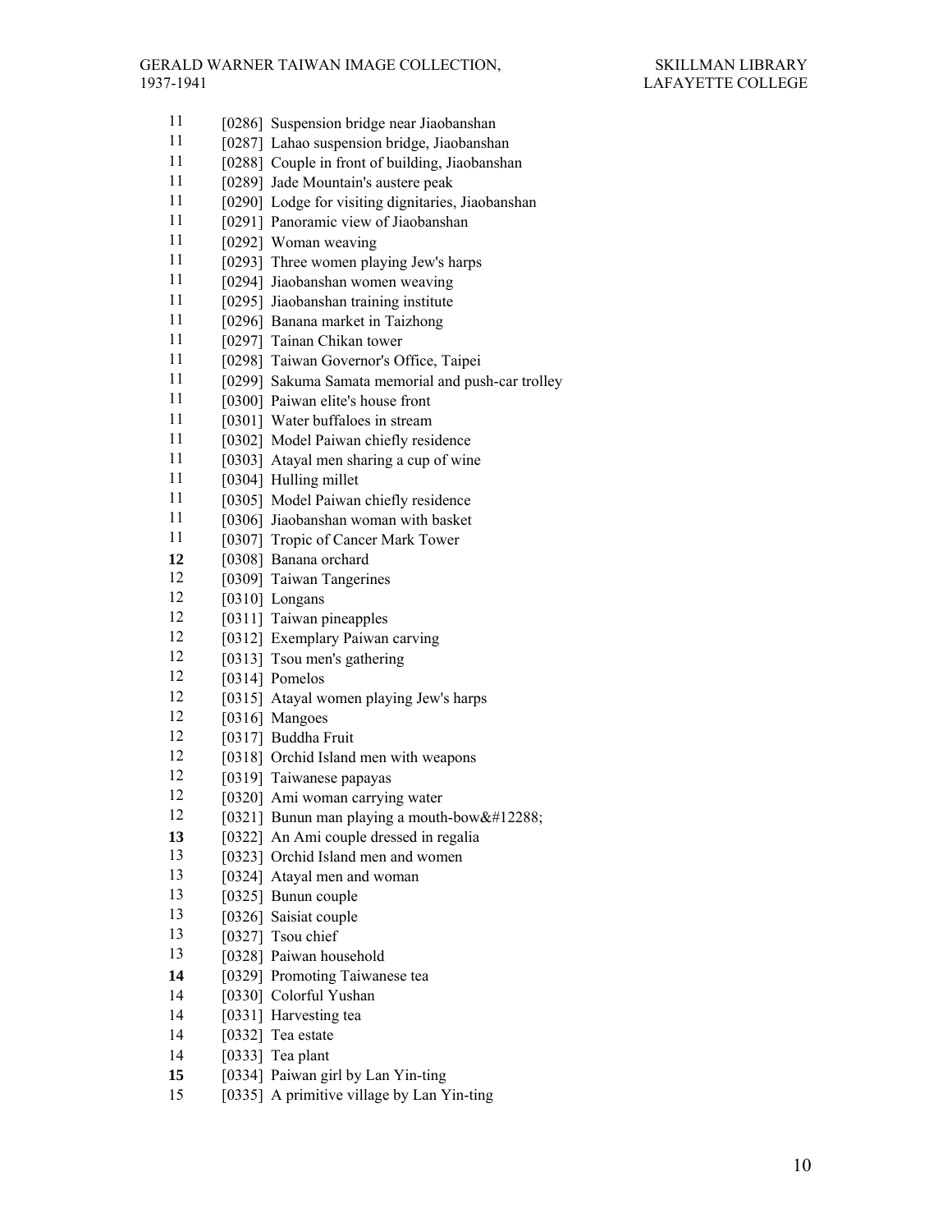| | |
|---|---|
| 11 | [0286] Suspension bridge near Jiaobanshan |
| 11 | [0287] Lahao suspension bridge, Jiaobanshan |
| 11 | [0288] Couple in front of building, Jiaobanshan |
| 11 | [0289] Jade Mountain's austere peak |
| 11 | [0290] Lodge for visiting dignitaries, Jiaobanshan |
| 11 | [0291] Panoramic view of Jiaobanshan |
| 11 | [0292] Woman weaving |
| 11 | [0293] Three women playing Jew's harps |
| 11 | [0294] Jiaobanshan women weaving |
| 11 | [0295] Jiaobanshan training institute |
| 11 | [0296] Banana market in Taizhong |
| 11 | [0297] Tainan Chikan tower |
| 11 | [0298] Taiwan Governor's Office, Taipei |
| 11 | [0299] Sakuma Samata memorial and push-car trolley |
| 11 | [0300] Paiwan elite's house front |
| 11 | [0301] Water buffaloes in stream |
| 11 | [0302] Model Paiwan chiefly residence |
| 11 | [0303] Atayal men sharing a cup of wine |
| 11 | [0304] Hulling millet |
| 11 | [0305] Model Paiwan chiefly residence |
| 11 | [0306] Jiaobanshan woman with basket |
| 11 | [0307] Tropic of Cancer Mark Tower |
| **12** | [0308] Banana orchard |
| 12 | [0309] Taiwan Tangerines |
| 12 | [0310] Longans |
| 12 | [0311] Taiwan pineapples |
| 12 | [0312] Exemplary Paiwan carving |
| 12 | [0313] Tsou men's gathering |
| 12 | [0314] Pomelos |
| 12 | [0315] Atayal women playing Jew's harps |
| 12 | [0316] Mangoes |
| 12 | [0317] Buddha Fruit |
| 12 | [0318] Orchid Island men with weapons |
| 12 | [0319] Taiwanese papayas |
| 12 | [0320] Ami woman carrying water |
| 12 | [0321] Bunun man playing a mouth-bow&#12288; |
| **13** | [0322] An Ami couple dressed in regalia |
| 13 | [0323] Orchid Island men and women |
| 13 | [0324] Atayal men and woman |
| 13 | [0325] Bunun couple |
| 13 | [0326] Saisiat couple |
| 13 | [0327] Tsou chief |
| 13 | [0328] Paiwan household |
| **14** | [0329] Promoting Taiwanese tea |
| 14 | [0330] Colorful Yushan |
| 14 | [0331] Harvesting tea |
| 14 | [0332] Tea estate |
| 14 | [0333] Tea plant |
| **15** | [0334] Paiwan girl by Lan Yin-ting |
| 15 | [0335] A primitive village by Lan Yin-ting |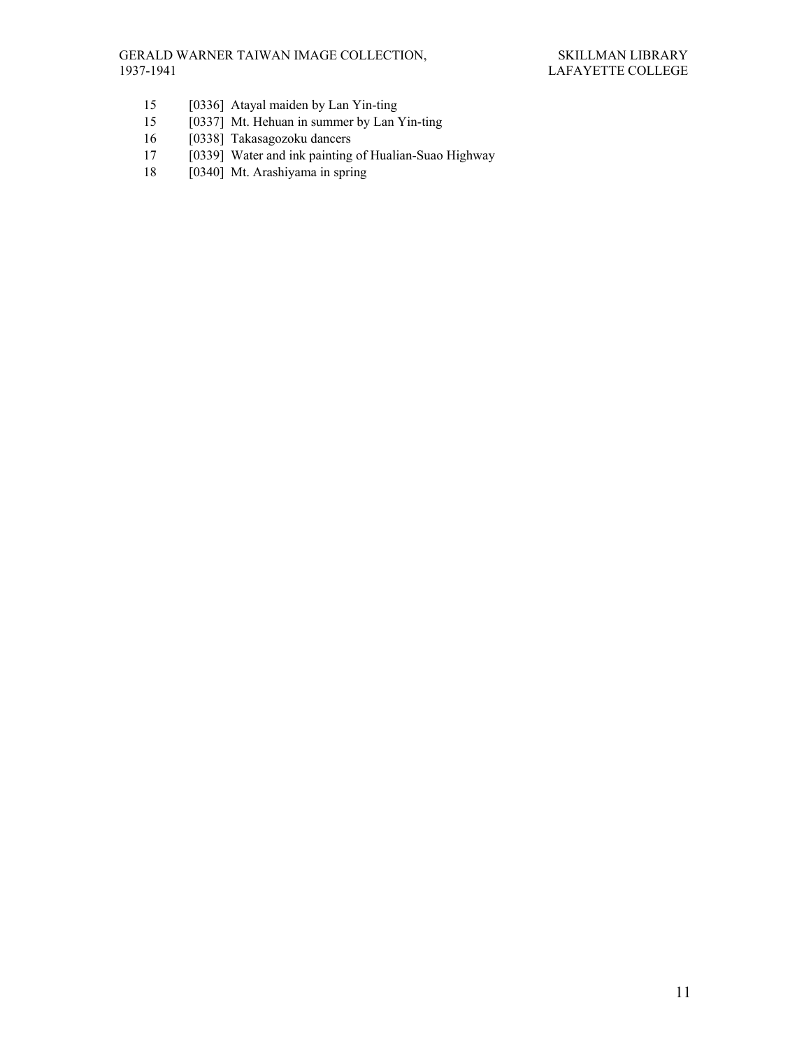15 [0336] Atayal maiden by Lan Yin-ting
15 [0337] Mt. Hehuan in summer by Lan Yin-ting
16 [0338] Takasagozoku dancers
17 [0339] Water and ink painting of Hualian-Suao Highway
18 [0340] Mt. Arashiyama in spring